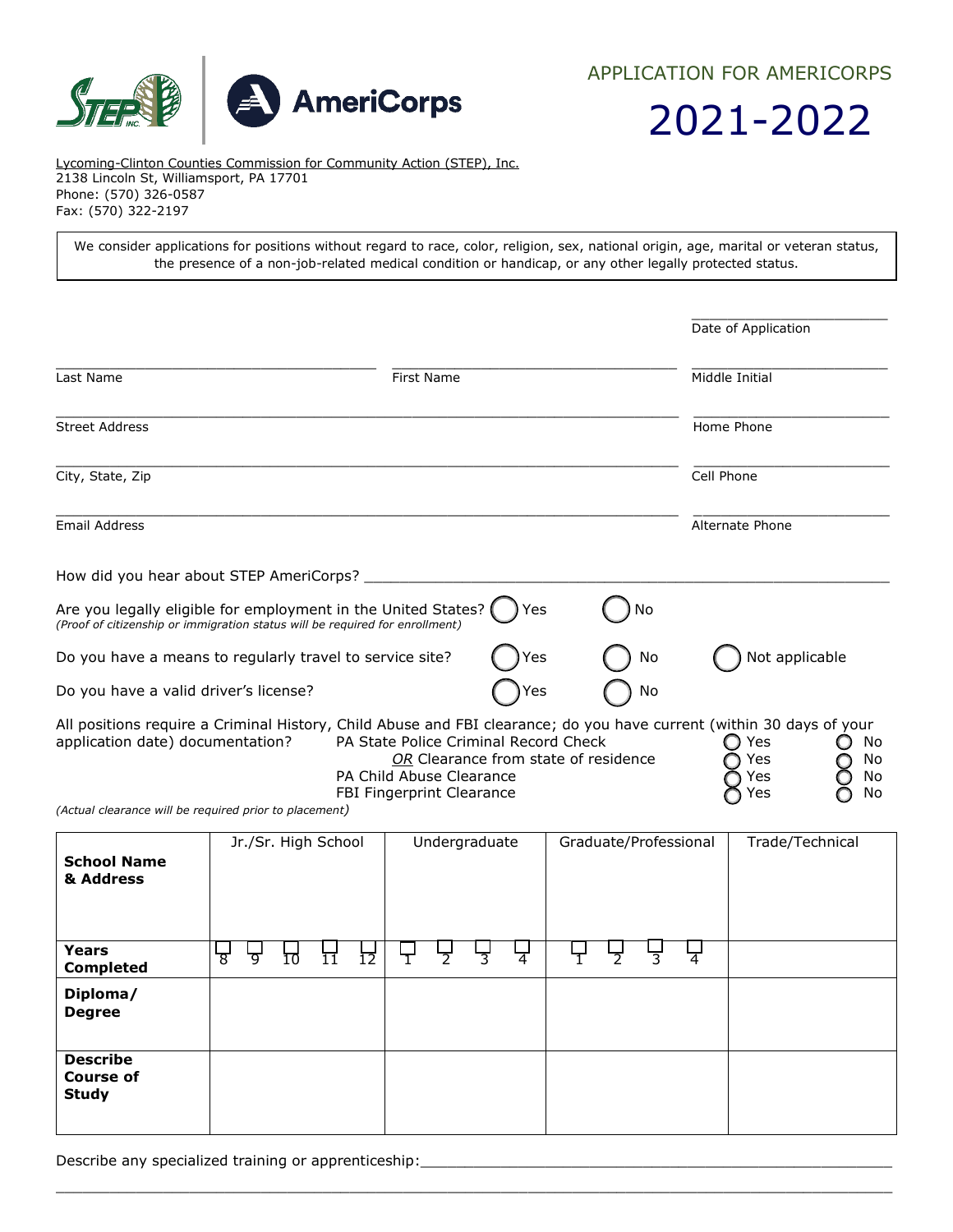# APPLICATION FOR AMERICORPS

# 2021-2022

Lycoming-Clinton Counties Commission for Community Action (STEP), Inc.
2138 Lincoln St, Williamsport, PA 17701
Phone: (570) 326-0587
Fax: (570) 322-2197

We consider applications for positions without regard to race, color, religion, sex, national origin, age, marital or veteran status, the presence of a non-job-related medical condition or handicap, or any other legally protected status.

______________________
Date of Application

______________________ ______________________ ______________________
Last Name First Name Middle Initial

______________________________________________ ______________________
Street Address Home Phone

______________________________________________ ______________________
City, State, Zip Cell Phone

______________________________________________ ______________________
Email Address Alternate Phone

How did you hear about STEP AmeriCorps? ______________________________________________

Are you legally eligible for employment in the United States? ◯ Yes ◯ No
*(Proof of citizenship or immigration status will be required for enrollment)*

Do you have a means to regularly travel to service site? ◯ Yes ◯ No ◯ Not applicable

Do you have a valid driver's license? ◯ Yes ◯ No

All positions require a Criminal History, Child Abuse and FBI clearance; do you have current (within 30 days of your application date) documentation?

| | | |
|---|---|---|
| PA State Police Criminal Record Check | ◯ Yes | ◯ No |
| *OR* Clearance from state of residence | ◯ Yes | ◯ No |
| PA Child Abuse Clearance | ◯ Yes | ◯ No |
| FBI Fingerprint Clearance | ◯ Yes | ◯ No |

*(Actual clearance will be required prior to placement)*

| | Jr./Sr. High School | Undergraduate | Graduate/Professional | Trade/Technical |
|---|---|---|---|---|
| **School Name & Address** | | | | |
| **Years Completed** | ☐ 8 ☐ 9 ☐ 10 ☐ 11 ☐ 12 | ☐ 1 ☐ 2 ☐ 3 ☐ 4 | ☐ 1 ☐ 2 ☐ 3 ☐ 4 | |
| **Diploma/ Degree** | | | | |
| **Describe Course of Study** | | | | |

Describe any specialized training or apprenticeship:______________________________________________

______________________________________________________________________________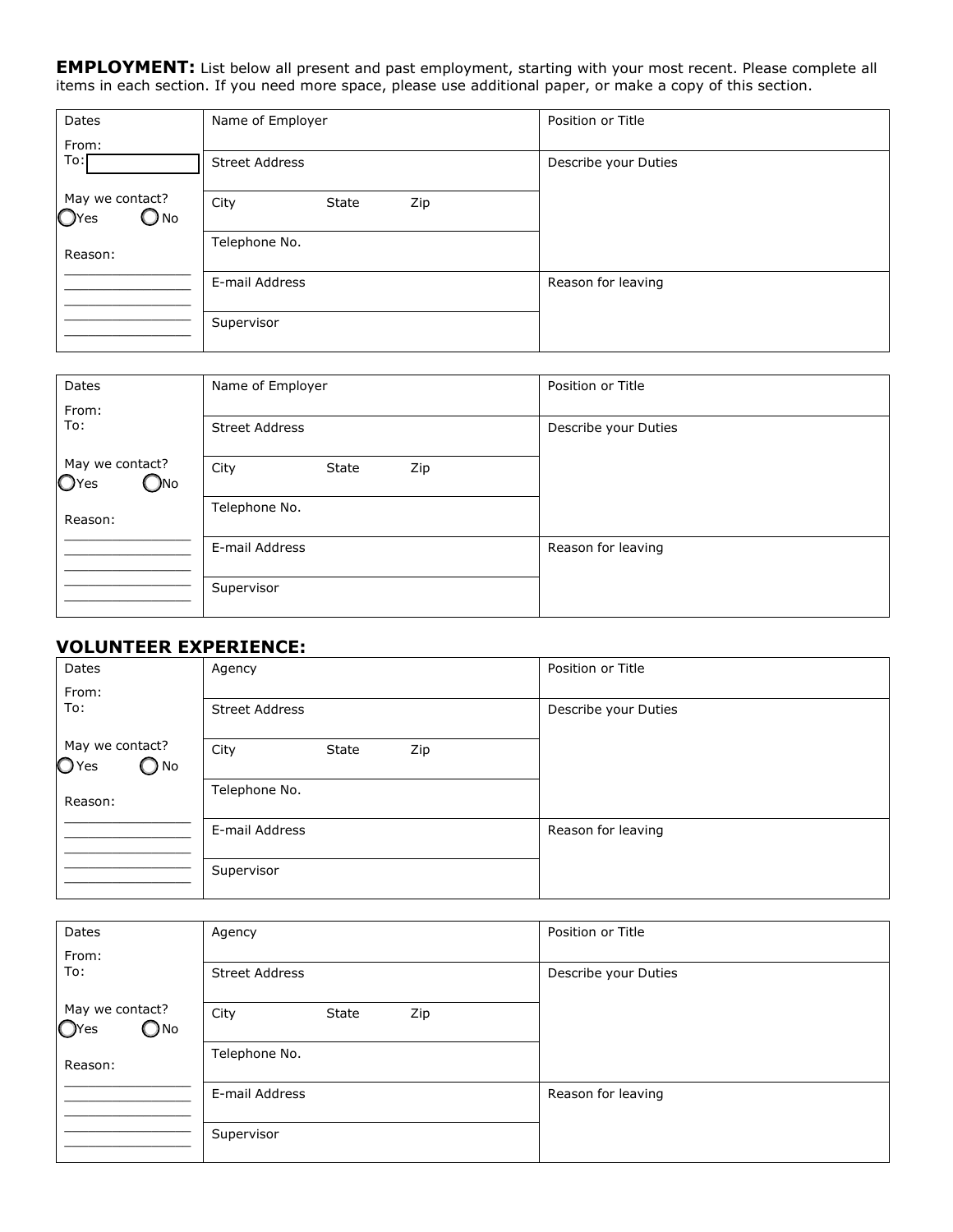**EMPLOYMENT:** List below all present and past employment, starting with your most recent. Please complete all items in each section. If you need more space, please use additional paper, or make a copy of this section.

| Dates<br>From:<br>To: | Name of Employer | Position or Title |
|---|---|---|
| May we contact?<br>◯ Yes ◯ No | Street Address | Describe your Duties |
| Reason: | City State Zip | |
| ________________ | Telephone No. | |
| ________________ | E-mail Address | Reason for leaving |
| ________________ | Supervisor | |

| Dates<br>From:<br>To: | Name of Employer | Position or Title |
|---|---|---|
| May we contact?<br>◯ Yes ◯ No | Street Address | Describe your Duties |
| Reason: | City State Zip | |
| ________________ | Telephone No. | |
| ________________ | E-mail Address | Reason for leaving |
| ________________ | Supervisor | |

## VOLUNTEER EXPERIENCE:

| Dates<br>From:<br>To: | Agency | Position or Title |
|---|---|---|
| May we contact?<br>◯ Yes ◯ No | Street Address | Describe your Duties |
| Reason: | City State Zip | |
| ________________ | Telephone No. | |
| ________________ | E-mail Address | Reason for leaving |
| ________________ | Supervisor | |

| Dates<br>From:<br>To: | Agency | Position or Title |
|---|---|---|
| May we contact?<br>◯ Yes ◯ No | Street Address | Describe your Duties |
| Reason: | City State Zip | |
| ________________ | Telephone No. | |
| ________________ | E-mail Address | Reason for leaving |
| ________________ | Supervisor | |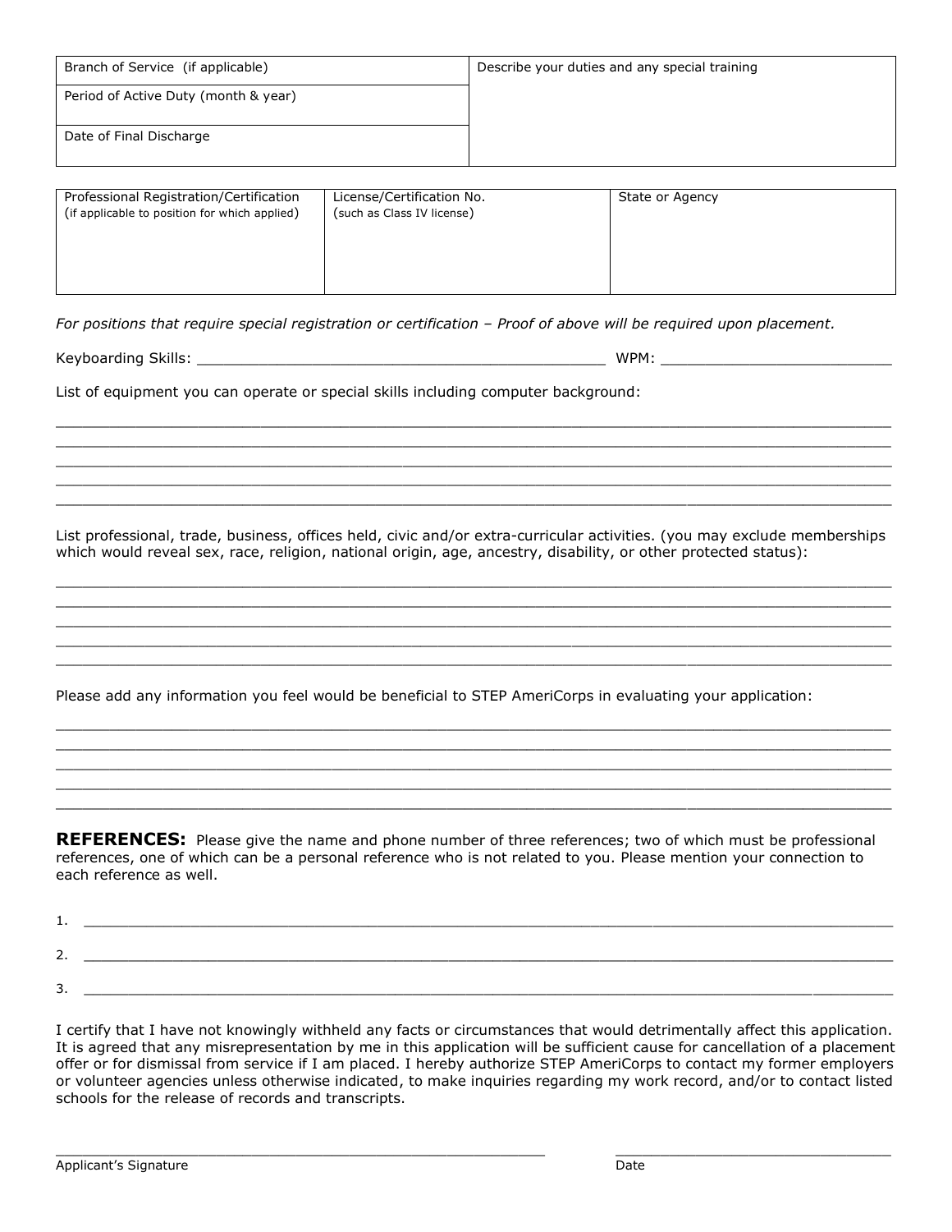| Branch of Service (if applicable) | Describe your duties and any special training |
| --- | --- |
| Period of Active Duty (month & year) | |
| Date of Final Discharge | |

| Professional Registration/Certification (if applicable to position for which applied) | License/Certification No. (such as Class IV license) | State or Agency |
| --- | --- | --- |
| | | |

*For positions that require special registration or certification – Proof of above will be required upon placement.*

Keyboarding Skills: _______________________________________________ WPM: _________________________

List of equipment you can operate or special skills including computer background:

______________________________________________________________________________________________
______________________________________________________________________________________________
______________________________________________________________________________________________
______________________________________________________________________________________________
______________________________________________________________________________________________

List professional, trade, business, offices held, civic and/or extra-curricular activities. (you may exclude memberships which would reveal sex, race, religion, national origin, age, ancestry, disability, or other protected status):

______________________________________________________________________________________________
______________________________________________________________________________________________
______________________________________________________________________________________________
______________________________________________________________________________________________
______________________________________________________________________________________________

Please add any information you feel would be beneficial to STEP AmeriCorps in evaluating your application:

______________________________________________________________________________________________
______________________________________________________________________________________________
______________________________________________________________________________________________
______________________________________________________________________________________________
______________________________________________________________________________________________

**REFERENCES:** Please give the name and phone number of three references; two of which must be professional references, one of which can be a personal reference who is not related to you. Please mention your connection to each reference as well.

1. ___________________________________________________________________________________________

2. ___________________________________________________________________________________________

3. ___________________________________________________________________________________________

I certify that I have not knowingly withheld any facts or circumstances that would detrimentally affect this application. It is agreed that any misrepresentation by me in this application will be sufficient cause for cancellation of a placement offer or for dismissal from service if I am placed. I hereby authorize STEP AmeriCorps to contact my former employers or volunteer agencies unless otherwise indicated, to make inquiries regarding my work record, and/or to contact listed schools for the release of records and transcripts.

_______________________________________________________ ________________________________

Applicant's Signature Date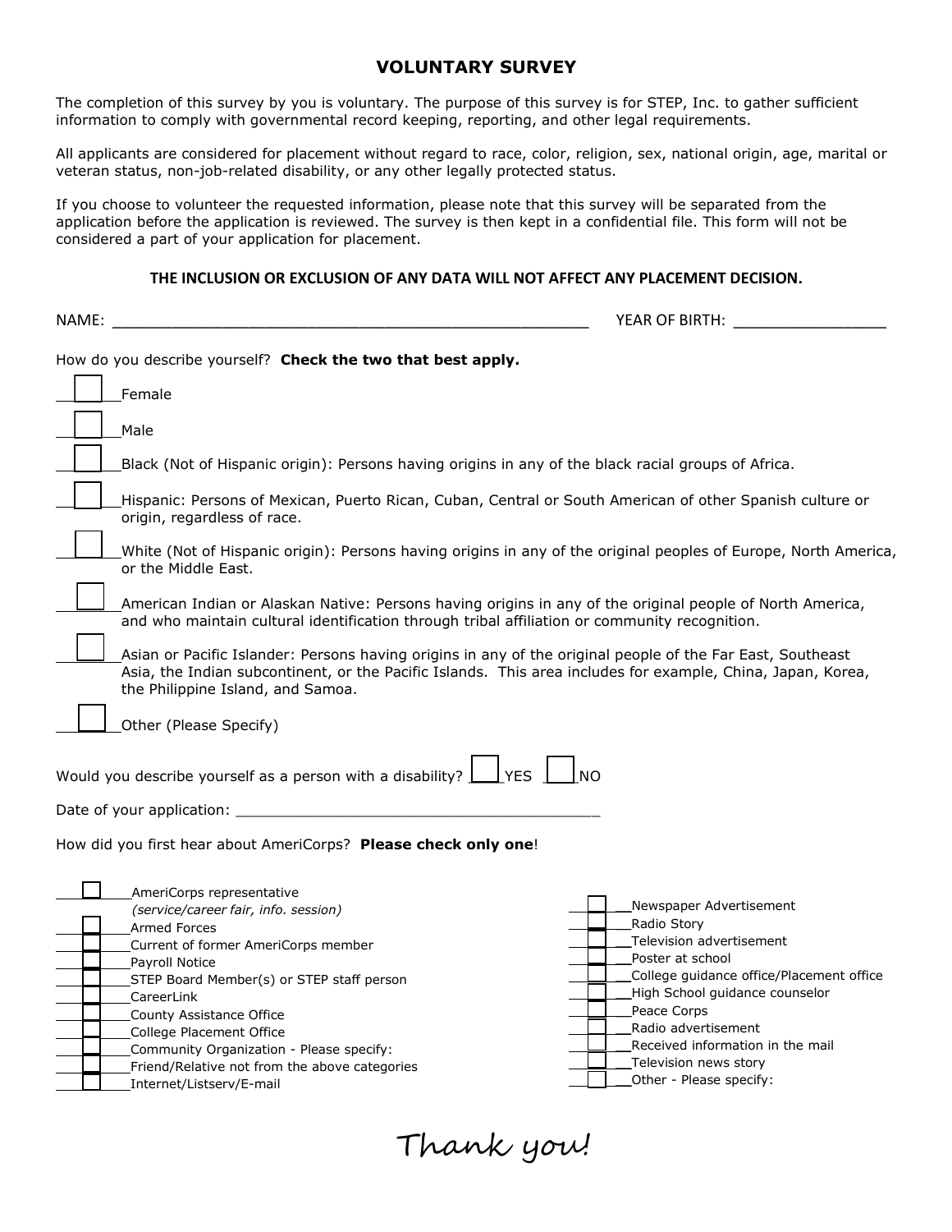# VOLUNTARY SURVEY

The completion of this survey by you is voluntary. The purpose of this survey is for STEP, Inc. to gather sufficient information to comply with governmental record keeping, reporting, and other legal requirements.

All applicants are considered for placement without regard to race, color, religion, sex, national origin, age, marital or veteran status, non-job-related disability, or any other legally protected status.

If you choose to volunteer the requested information, please note that this survey will be separated from the application before the application is reviewed. The survey is then kept in a confidential file. This form will not be considered a part of your application for placement.

**THE INCLUSION OR EXCLUSION OF ANY DATA WILL NOT AFFECT ANY PLACEMENT DECISION.**

NAME: ______________________________________________________ YEAR OF BIRTH: _________________

How do you describe yourself? **Check the two that best apply.**

- ☐ Female
- ☐ Male
- ☐ Black (Not of Hispanic origin): Persons having origins in any of the black racial groups of Africa.
- ☐ Hispanic: Persons of Mexican, Puerto Rican, Cuban, Central or South American of other Spanish culture or origin, regardless of race.
- ☐ White (Not of Hispanic origin): Persons having origins in any of the original peoples of Europe, North America, or the Middle East.
- ☐ American Indian or Alaskan Native: Persons having origins in any of the original people of North America, and who maintain cultural identification through tribal affiliation or community recognition.
- ☐ Asian or Pacific Islander: Persons having origins in any of the original people of the Far East, Southeast Asia, the Indian subcontinent, or the Pacific Islands. This area includes for example, China, Japan, Korea, the Philippine Island, and Samoa.
- ☐ Other (Please Specify)

Would you describe yourself as a person with a disability? ☐ YES ☐ NO

Date of your application: ________________________________________

How did you first hear about AmeriCorps? **Please check only one**!

- ☐ AmeriCorps representative *(service/career fair, info. session)*
- ☐ Armed Forces
- ☐ Current of former AmeriCorps member
- ☐ Payroll Notice
- ☐ STEP Board Member(s) or STEP staff person
- ☐ CareerLink
- ☐ County Assistance Office
- ☐ College Placement Office
- ☐ Community Organization - Please specify:
- ☐ Friend/Relative not from the above categories
- ☐ Internet/Listserv/E-mail
- ☐ Newspaper Advertisement
- ☐ Radio Story
- ☐ Television advertisement
- ☐ Poster at school
- ☐ College guidance office/Placement office
- ☐ High School guidance counselor
- ☐ Peace Corps
- ☐ Radio advertisement
- ☐ Received information in the mail
- ☐ Television news story
- ☐ Other - Please specify:

Thank you!